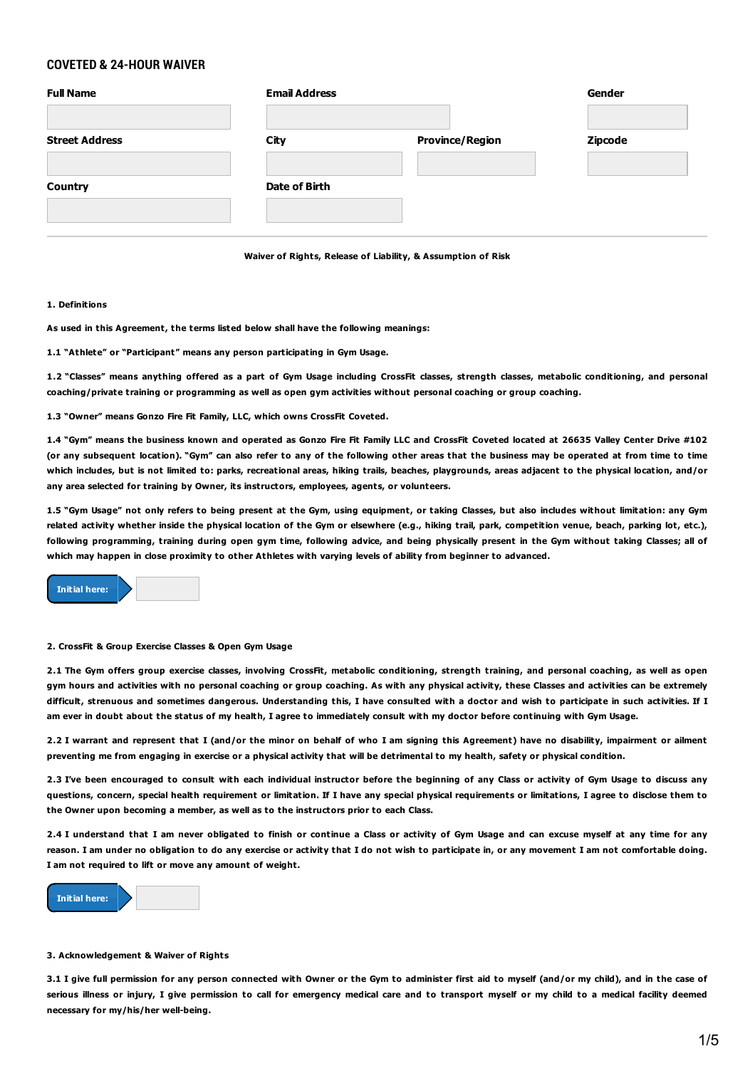## COVETED & 24-HOUR WAIVER

| Full Name | Email Address | | Gender |
|---|---|---|---|
| | | | |
| **Street Address** | **City** | **Province/Region** | **Zipcode** |
| | | | |
| **Country** | **Date of Birth** | | |
| | | | |

**Waiver of Rights, Release of Liability, & Assumption of Risk**

**1. Definitions**

**As used in this Agreement, the terms listed below shall have the following meanings:**

**1.1 "Athlete" or "Participant" means any person participating in Gym Usage.**

**1.2 "Classes" means anything offered as a part of Gym Usage including CrossFit classes, strength classes, metabolic conditioning, and personal coaching/private training or programming as well as open gym activities without personal coaching or group coaching.**

**1.3 "Owner" means Gonzo Fire Fit Family, LLC, which owns CrossFit Coveted.**

**1.4 "Gym" means the business known and operated as Gonzo Fire Fit Family LLC and CrossFit Coveted located at 26635 Valley Center Drive #102 (or any subsequent location). "Gym" can also refer to any of the following other areas that the business may be operated at from time to time which includes, but is not limited to: parks, recreational areas, hiking trails, beaches, playgrounds, areas adjacent to the physical location, and/or any area selected for training by Owner, its instructors, employees, agents, or volunteers.**

**1.5 "Gym Usage" not only refers to being present at the Gym, using equipment, or taking Classes, but also includes without limitation: any Gym related activity whether inside the physical location of the Gym or elsewhere (e.g., hiking trail, park, competition venue, beach, parking lot, etc.), following programming, training during open gym time, following advice, and being physically present in the Gym without taking Classes; all of which may happen in close proximity to other Athletes with varying levels of ability from beginner to advanced.**

**Initial here:** ________

**2. CrossFit & Group Exercise Classes & Open Gym Usage**

**2.1 The Gym offers group exercise classes, involving CrossFit, metabolic conditioning, strength training, and personal coaching, as well as open gym hours and activities with no personal coaching or group coaching. As with any physical activity, these Classes and activities can be extremely difficult, strenuous and sometimes dangerous. Understanding this, I have consulted with a doctor and wish to participate in such activities. If I am ever in doubt about the status of my health, I agree to immediately consult with my doctor before continuing with Gym Usage.**

**2.2 I warrant and represent that I (and/or the minor on behalf of who I am signing this Agreement) have no disability, impairment or ailment preventing me from engaging in exercise or a physical activity that will be detrimental to my health, safety or physical condition.**

**2.3 I've been encouraged to consult with each individual instructor before the beginning of any Class or activity of Gym Usage to discuss any questions, concern, special health requirement or limitation. If I have any special physical requirements or limitations, I agree to disclose them to the Owner upon becoming a member, as well as to the instructors prior to each Class.**

**2.4 I understand that I am never obligated to finish or continue a Class or activity of Gym Usage and can excuse myself at any time for any reason. I am under no obligation to do any exercise or activity that I do not wish to participate in, or any movement I am not comfortable doing. I am not required to lift or move any amount of weight.**

**Initial here:** ________

**3. Acknowledgement & Waiver of Rights**

**3.1 I give full permission for any person connected with Owner or the Gym to administer first aid to myself (and/or my child), and in the case of serious illness or injury, I give permission to call for emergency medical care and to transport myself or my child to a medical facility deemed necessary for my/his/her well-being.**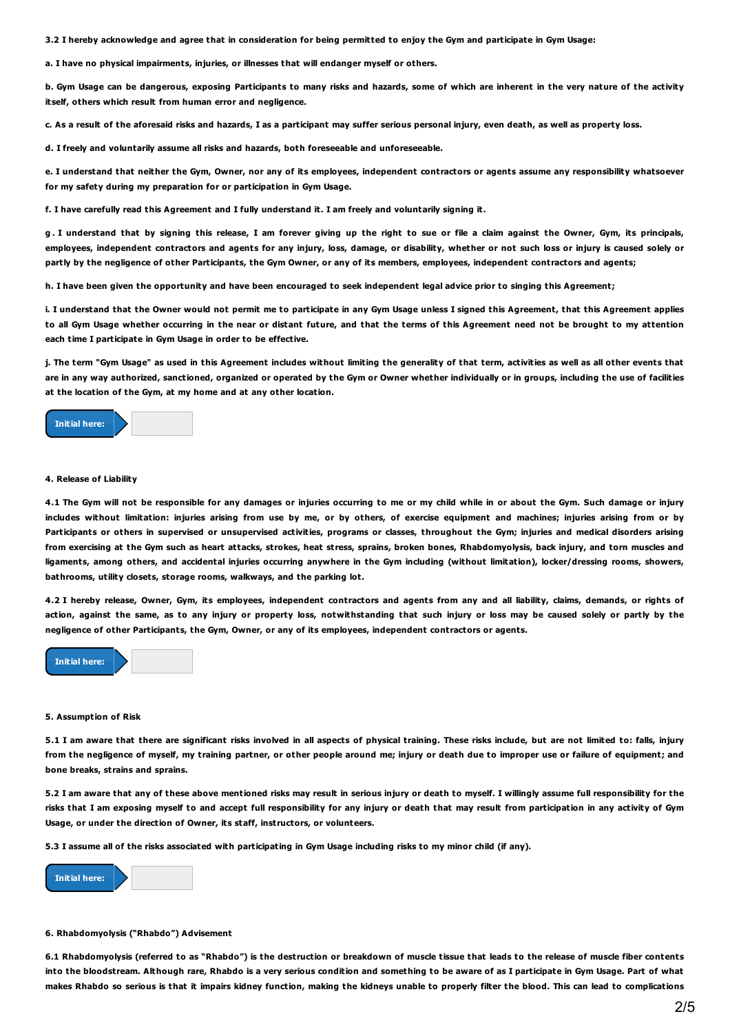**3.2 I hereby acknowledge and agree that in consideration for being permitted to enjoy the Gym and participate in Gym Usage:**

**a. I have no physical impairments, injuries, or illnesses that will endanger myself or others.**

**b. Gym Usage can be dangerous, exposing Participants to many risks and hazards, some of which are inherent in the very nature of the activity itself, others which result from human error and negligence.**

**c. As a result of the aforesaid risks and hazards, I as a participant may suffer serious personal injury, even death, as well as property loss.**

**d. I freely and voluntarily assume all risks and hazards, both foreseeable and unforeseeable.**

**e. I understand that neither the Gym, Owner, nor any of its employees, independent contractors or agents assume any responsibility whatsoever for my safety during my preparation for or participation in Gym Usage.**

**f. I have carefully read this Agreement and I fully understand it. I am freely and voluntarily signing it.**

**g. I understand that by signing this release, I am forever giving up the right to sue or file a claim against the Owner, Gym, its principals, employees, independent contractors and agents for any injury, loss, damage, or disability, whether or not such loss or injury is caused solely or partly by the negligence of other Participants, the Gym Owner, or any of its members, employees, independent contractors and agents;**

**h. I have been given the opportunity and have been encouraged to seek independent legal advice prior to singing this Agreement;**

**i. I understand that the Owner would not permit me to participate in any Gym Usage unless I signed this Agreement, that this Agreement applies to all Gym Usage whether occurring in the near or distant future, and that the terms of this Agreement need not be brought to my attention each time I participate in Gym Usage in order to be effective.**

**j. The term "Gym Usage" as used in this Agreement includes without limiting the generality of that term, activities as well as all other events that are in any way authorized, sanctioned, organized or operated by the Gym or Owner whether individually or in groups, including the use of facilities at the location of the Gym, at my home and at any other location.**

**Initial here:** ______

**4. Release of Liability**

**4.1 The Gym will not be responsible for any damages or injuries occurring to me or my child while in or about the Gym. Such damage or injury includes without limitation: injuries arising from use by me, or by others, of exercise equipment and machines; injuries arising from or by Participants or others in supervised or unsupervised activities, programs or classes, throughout the Gym; injuries and medical disorders arising from exercising at the Gym such as heart attacks, strokes, heat stress, sprains, broken bones, Rhabdomyolysis, back injury, and torn muscles and ligaments, among others, and accidental injuries occurring anywhere in the Gym including (without limitation), locker/dressing rooms, showers, bathrooms, utility closets, storage rooms, walkways, and the parking lot.**

**4.2 I hereby release, Owner, Gym, its employees, independent contractors and agents from any and all liability, claims, demands, or rights of action, against the same, as to any injury or property loss, notwithstanding that such injury or loss may be caused solely or partly by the negligence of other Participants, the Gym, Owner, or any of its employees, independent contractors or agents.**

**Initial here:** ______

**5. Assumption of Risk**

**5.1 I am aware that there are significant risks involved in all aspects of physical training. These risks include, but are not limited to: falls, injury from the negligence of myself, my training partner, or other people around me; injury or death due to improper use or failure of equipment; and bone breaks, strains and sprains.**

**5.2 I am aware that any of these above mentioned risks may result in serious injury or death to myself. I willingly assume full responsibility for the risks that I am exposing myself to and accept full responsibility for any injury or death that may result from participation in any activity of Gym Usage, or under the direction of Owner, its staff, instructors, or volunteers.**

**5.3 I assume all of the risks associated with participating in Gym Usage including risks to my minor child (if any).**

**Initial here:** ______

**6. Rhabdomyolysis ("Rhabdo") Advisement**

**6.1 Rhabdomyolysis (referred to as "Rhabdo") is the destruction or breakdown of muscle tissue that leads to the release of muscle fiber contents into the bloodstream. Although rare, Rhabdo is a very serious condition and something to be aware of as I participate in Gym Usage. Part of what makes Rhabdo so serious is that it impairs kidney function, making the kidneys unable to properly filter the blood. This can lead to complications**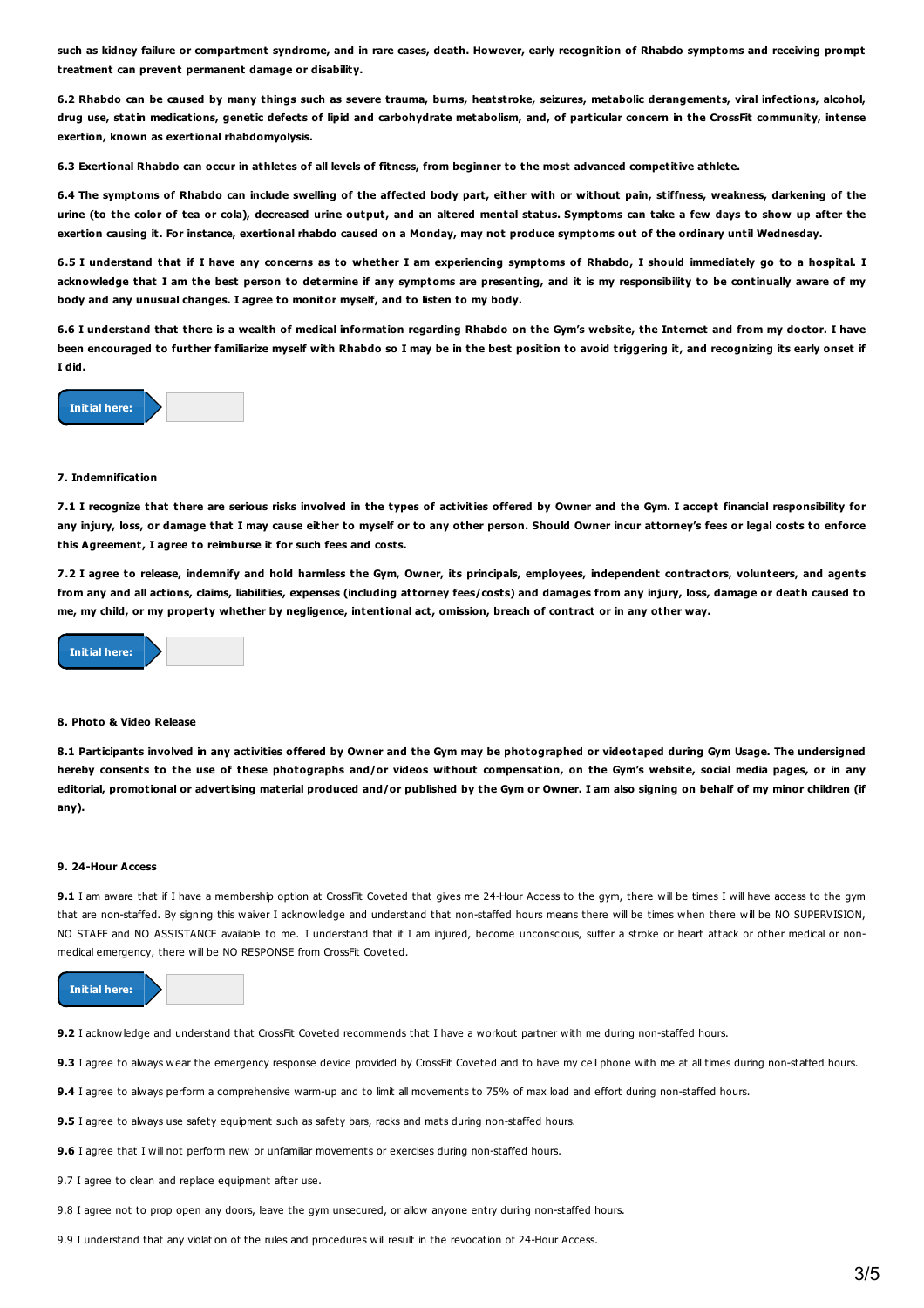**such as kidney failure or compartment syndrome, and in rare cases, death. However, early recognition of Rhabdo symptoms and receiving prompt treatment can prevent permanent damage or disability.**

**6.2 Rhabdo can be caused by many things such as severe trauma, burns, heatstroke, seizures, metabolic derangements, viral infections, alcohol, drug use, statin medications, genetic defects of lipid and carbohydrate metabolism, and, of particular concern in the CrossFit community, intense exertion, known as exertional rhabdomyolysis.**

**6.3 Exertional Rhabdo can occur in athletes of all levels of fitness, from beginner to the most advanced competitive athlete.**

**6.4 The symptoms of Rhabdo can include swelling of the affected body part, either with or without pain, stiffness, weakness, darkening of the urine (to the color of tea or cola), decreased urine output, and an altered mental status. Symptoms can take a few days to show up after the exertion causing it. For instance, exertional rhabdo caused on a Monday, may not produce symptoms out of the ordinary until Wednesday.**

**6.5 I understand that if I have any concerns as to whether I am experiencing symptoms of Rhabdo, I should immediately go to a hospital. I acknowledge that I am the best person to determine if any symptoms are presenting, and it is my responsibility to be continually aware of my body and any unusual changes. I agree to monitor myself, and to listen to my body.**

**6.6 I understand that there is a wealth of medical information regarding Rhabdo on the Gym's website, the Internet and from my doctor. I have been encouraged to further familiarize myself with Rhabdo so I may be in the best position to avoid triggering it, and recognizing its early onset if I did.**

Initial here: ______

**7. Indemnification**

**7.1 I recognize that there are serious risks involved in the types of activities offered by Owner and the Gym. I accept financial responsibility for any injury, loss, or damage that I may cause either to myself or to any other person. Should Owner incur attorney's fees or legal costs to enforce this Agreement, I agree to reimburse it for such fees and costs.**

**7.2 I agree to release, indemnify and hold harmless the Gym, Owner, its principals, employees, independent contractors, volunteers, and agents from any and all actions, claims, liabilities, expenses (including attorney fees/costs) and damages from any injury, loss, damage or death caused to me, my child, or my property whether by negligence, intentional act, omission, breach of contract or in any other way.**

Initial here: ______

**8. Photo & Video Release**

**8.1 Participants involved in any activities offered by Owner and the Gym may be photographed or videotaped during Gym Usage. The undersigned hereby consents to the use of these photographs and/or videos without compensation, on the Gym's website, social media pages, or in any editorial, promotional or advertising material produced and/or published by the Gym or Owner. I am also signing on behalf of my minor children (if any).**

**9. 24-Hour Access**

**9.1** I am aware that if I have a membership option at CrossFit Coveted that gives me 24-Hour Access to the gym, there will be times I will have access to the gym that are non-staffed. By signing this waiver I acknowledge and understand that non-staffed hours means there will be times when there will be NO SUPERVISION, NO STAFF and NO ASSISTANCE available to me. I understand that if I am injured, become unconscious, suffer a stroke or heart attack or other medical or non-medical emergency, there will be NO RESPONSE from CrossFit Coveted.

Initial here: ______

**9.2** I acknowledge and understand that CrossFit Coveted recommends that I have a workout partner with me during non-staffed hours.

**9.3** I agree to always wear the emergency response device provided by CrossFit Coveted and to have my cell phone with me at all times during non-staffed hours.

**9.4** I agree to always perform a comprehensive warm-up and to limit all movements to 75% of max load and effort during non-staffed hours.

**9.5** I agree to always use safety equipment such as safety bars, racks and mats during non-staffed hours.

**9.6** I agree that I will not perform new or unfamiliar movements or exercises during non-staffed hours.

9.7 I agree to clean and replace equipment after use.

9.8 I agree not to prop open any doors, leave the gym unsecured, or allow anyone entry during non-staffed hours.

9.9 I understand that any violation of the rules and procedures will result in the revocation of 24-Hour Access.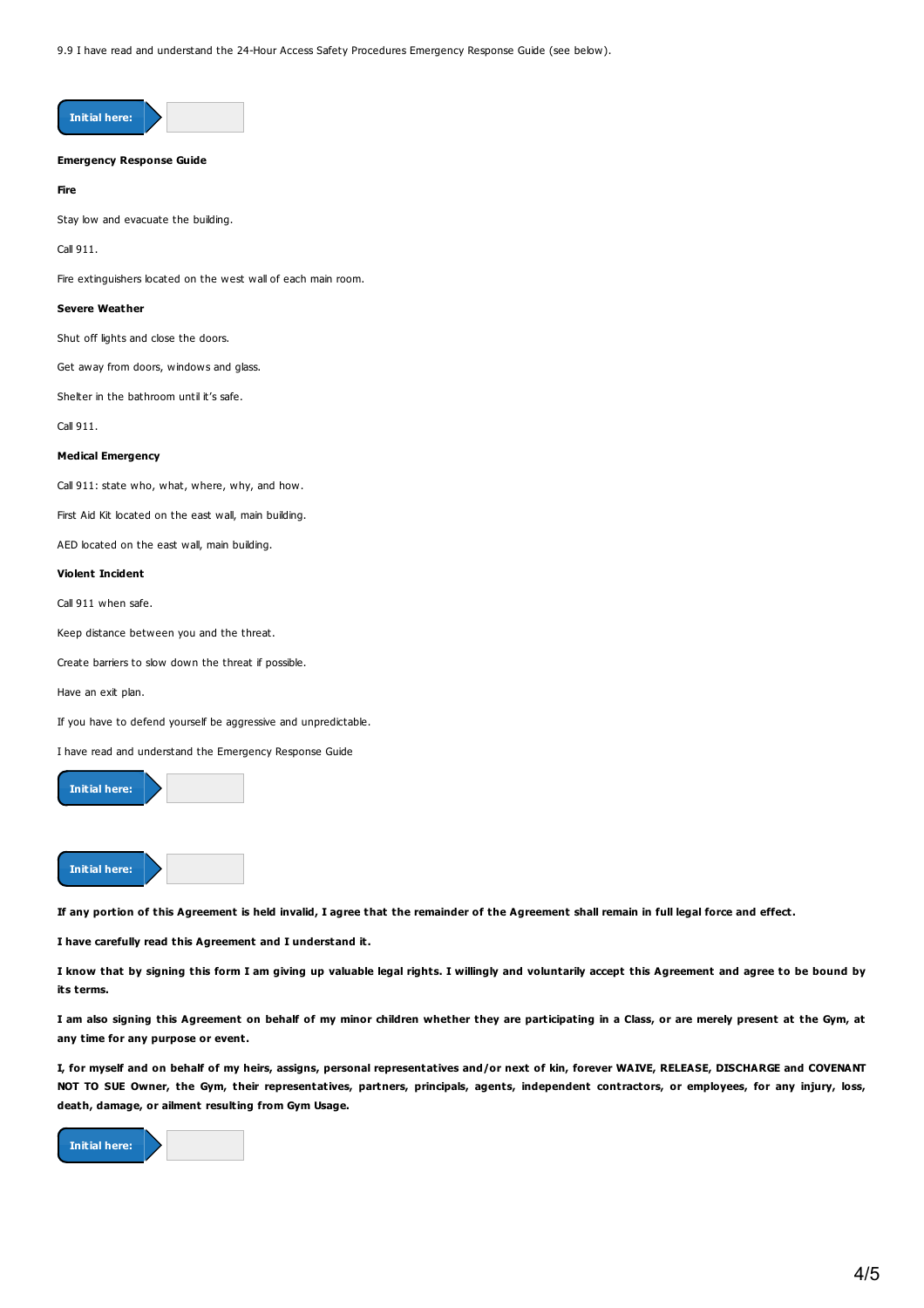9.9 I have read and understand the 24-Hour Access Safety Procedures Emergency Response Guide (see below).

**Initial here:**

**Emergency Response Guide**

**Fire**

Stay low and evacuate the building.

Call 911.

Fire extinguishers located on the west wall of each main room.

**Severe Weather**

Shut off lights and close the doors.

Get away from doors, windows and glass.

Shelter in the bathroom until it's safe.

Call 911.

**Medical Emergency**

Call 911: state who, what, where, why, and how.

First Aid Kit located on the east wall, main building.

AED located on the east wall, main building.

**Violent Incident**

Call 911 when safe.

Keep distance between you and the threat.

Create barriers to slow down the threat if possible.

Have an exit plan.

If you have to defend yourself be aggressive and unpredictable.

I have read and understand the Emergency Response Guide

**Initial here:**

**Initial here:**

**If any portion of this Agreement is held invalid, I agree that the remainder of the Agreement shall remain in full legal force and effect.**

**I have carefully read this Agreement and I understand it.**

**I know that by signing this form I am giving up valuable legal rights. I willingly and voluntarily accept this Agreement and agree to be bound by its terms.**

**I am also signing this Agreement on behalf of my minor children whether they are participating in a Class, or are merely present at the Gym, at any time for any purpose or event.**

**I, for myself and on behalf of my heirs, assigns, personal representatives and/or next of kin, forever WAIVE, RELEASE, DISCHARGE and COVENANT NOT TO SUE Owner, the Gym, their representatives, partners, principals, agents, independent contractors, or employees, for any injury, loss, death, damage, or ailment resulting from Gym Usage.**

**Initial here:**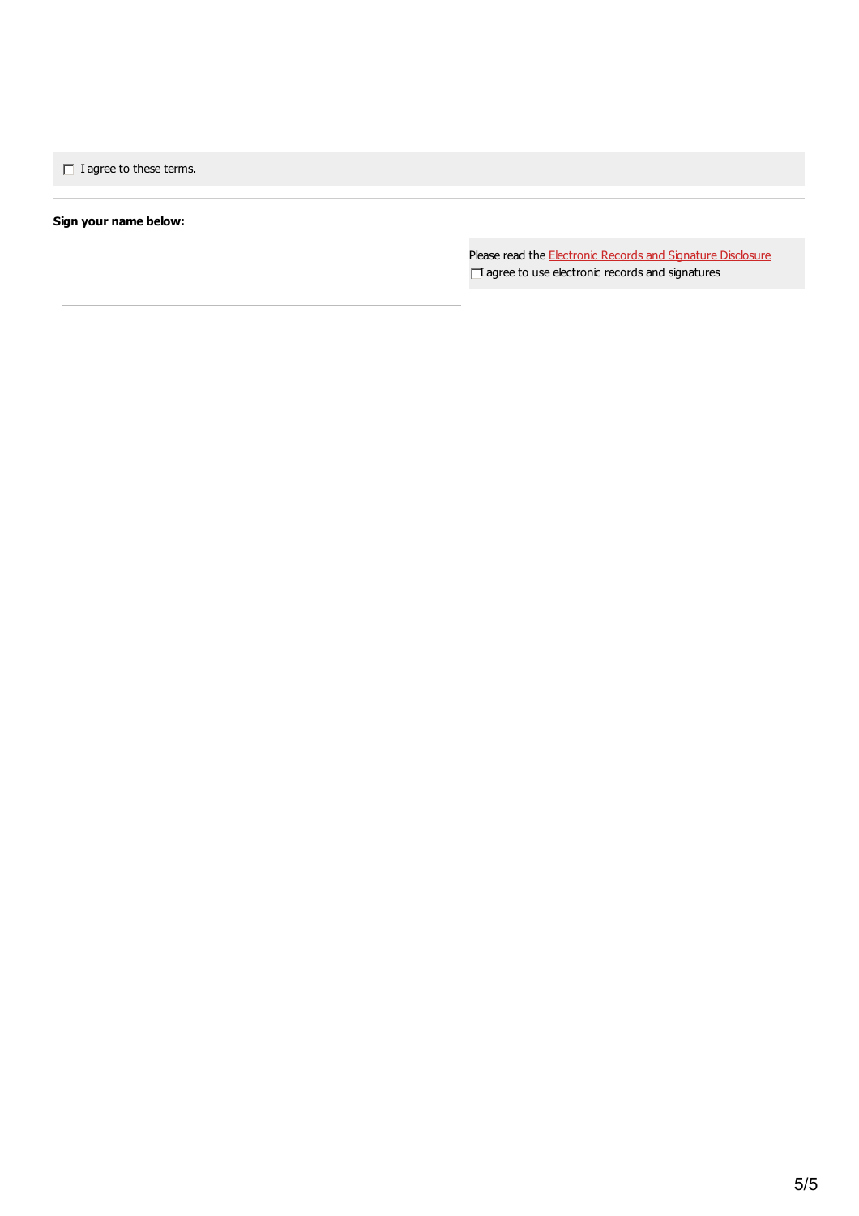☐ I agree to these terms.

---

**Sign your name below:**

Please read the Electronic Records and Signature Disclosure

☐ I agree to use electronic records and signatures